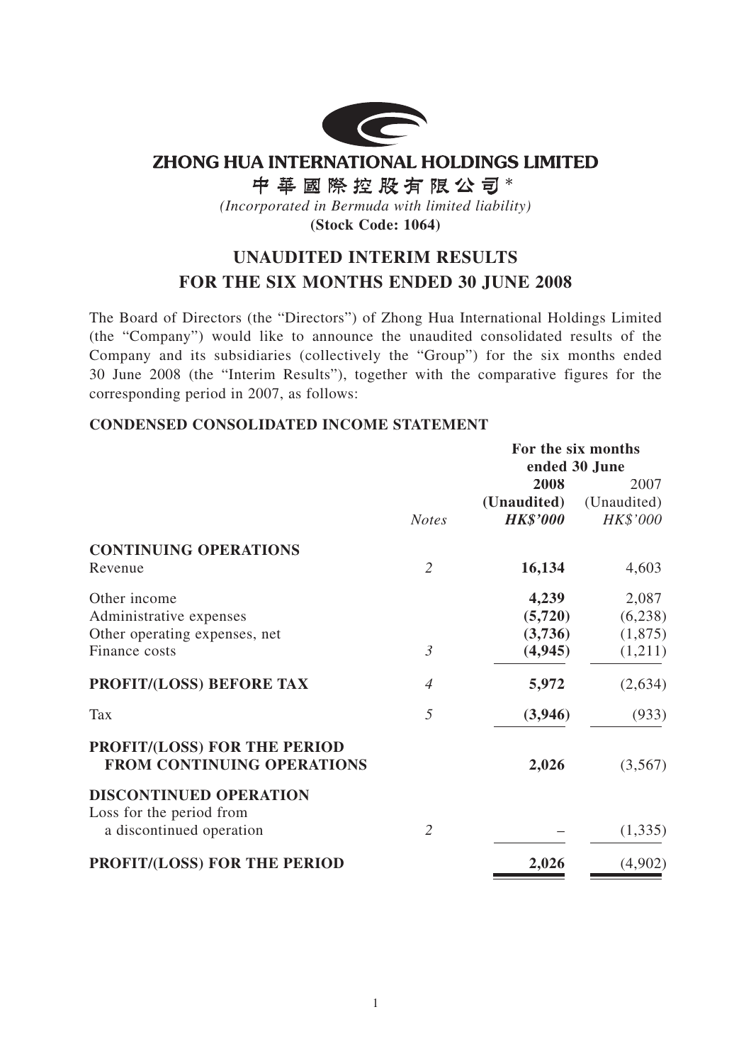# ZHONG HUA INTERNATIONAL HOLDINGS LIMITED

# 中華國際控股有限公司*

*(Incorporated in Bermuda with limited liability)*

**(Stock Code: 1064)**

## UNAUDITED INTERIM RESULTS FOR THE SIX MONTHS ENDED 30 JUNE 2008

The Board of Directors (the "Directors") of Zhong Hua International Holdings Limited (the "Company") would like to announce the unaudited consolidated results of the Company and its subsidiaries (collectively the "Group") for the six months ended 30 June 2008 (the "Interim Results"), together with the comparative figures for the corresponding period in 2007, as follows:

### CONDENSED CONSOLIDATED INCOME STATEMENT

| | | For the six months ended 30 June | |
|---|---|---|---|
| | | **2008** | 2007 |
| | | **(Unaudited)** | (Unaudited) |
| | *Notes* | ***HK$'000*** | *HK$'000* |
| **CONTINUING OPERATIONS** | | | |
| Revenue | *2* | **16,134** | 4,603 |
| Other income | | **4,239** | 2,087 |
| Administrative expenses | | **(5,720)** | (6,238) |
| Other operating expenses, net | | **(3,736)** | (1,875) |
| Finance costs | *3* | **(4,945)** | (1,211) |
| **PROFIT/(LOSS) BEFORE TAX** | *4* | **5,972** | (2,634) |
| Tax | *5* | **(3,946)** | (933) |
| **PROFIT/(LOSS) FOR THE PERIOD FROM CONTINUING OPERATIONS** | | **2,026** | (3,567) |
| **DISCONTINUED OPERATION** | | | |
| Loss for the period from a discontinued operation | *2* | **–** | (1,335) |
| **PROFIT/(LOSS) FOR THE PERIOD** | | **2,026** | (4,902) |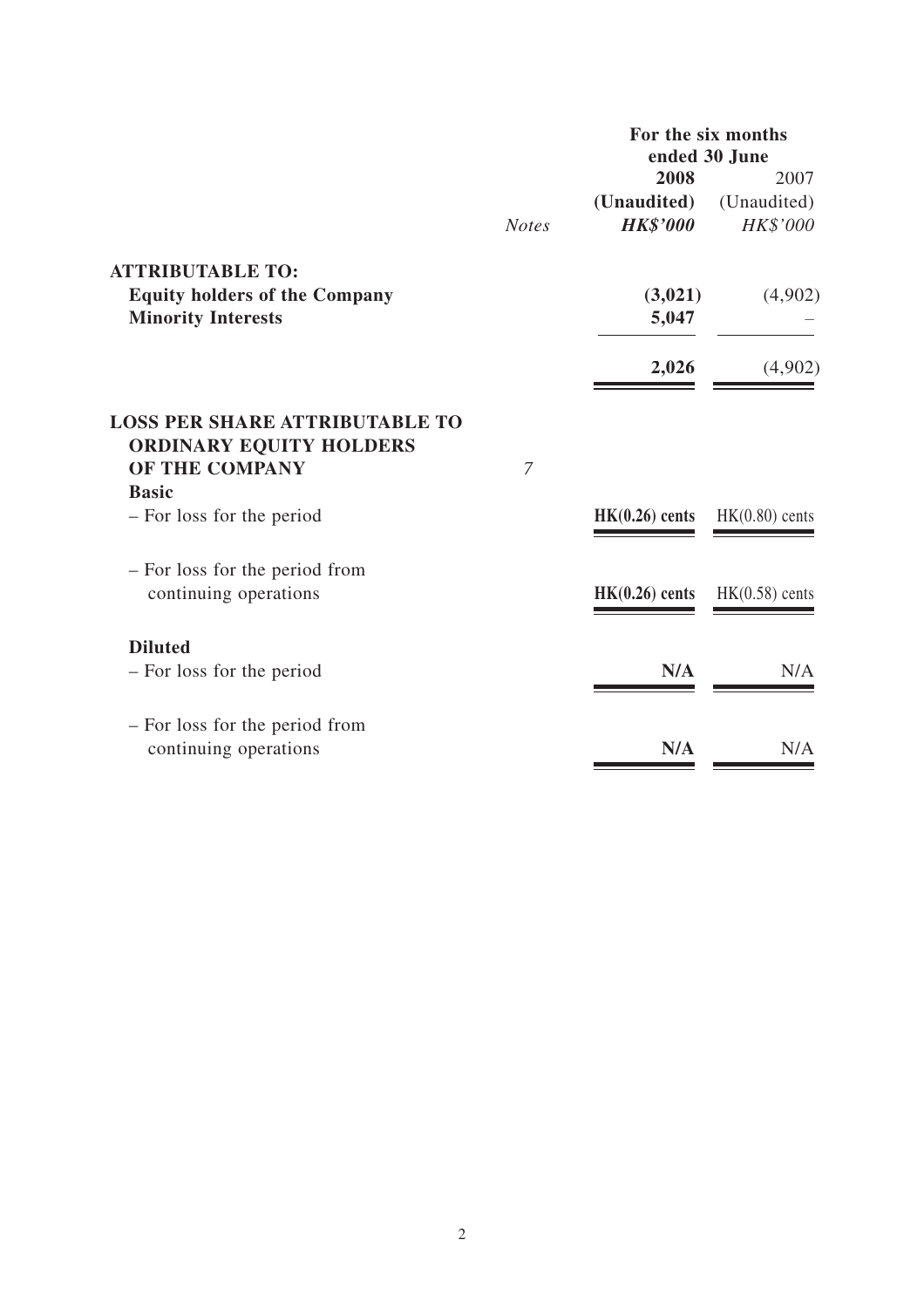| | Notes | For the six months ended 30 June | |
|---|---|---|---|
| | | **2008** | 2007 |
| | | **(Unaudited)** | (Unaudited) |
| | | ***HK$'000*** | *HK$'000* |
| **ATTRIBUTABLE TO:** | | | |
| **Equity holders of the Company** | | **(3,021)** | (4,902) |
| **Minority Interests** | | **5,047** | – |
| | | **2,026** | (4,902) |
| **LOSS PER SHARE ATTRIBUTABLE TO ORDINARY EQUITY HOLDERS OF THE COMPANY** | *7* | | |
| **Basic** | | | |
| – For loss for the period | | **HK(0.26) cents** | HK(0.80) cents |
| – For loss for the period from continuing operations | | **HK(0.26) cents** | HK(0.58) cents |
| **Diluted** | | | |
| – For loss for the period | | **N/A** | N/A |
| – For loss for the period from continuing operations | | **N/A** | N/A |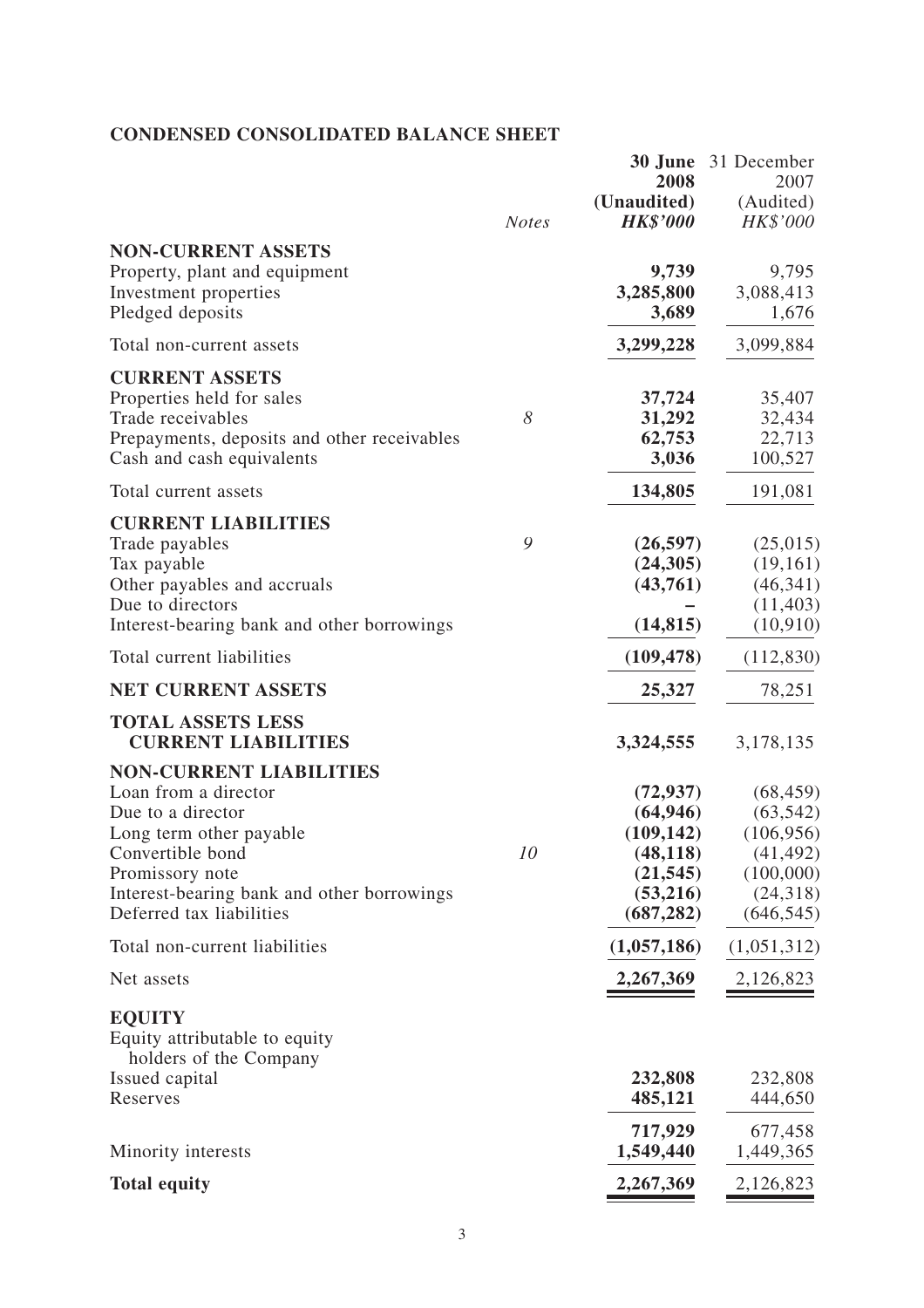# CONDENSED CONSOLIDATED BALANCE SHEET

| | *Notes* | **30 June 2008 (Unaudited) *HK$'000*** | 31 December 2007 (Audited) *HK$'000* |
|---|---|---|---|
| **NON-CURRENT ASSETS** | | | |
| Property, plant and equipment | | **9,739** | 9,795 |
| Investment properties | | **3,285,800** | 3,088,413 |
| Pledged deposits | | **3,689** | 1,676 |
| Total non-current assets | | **3,299,228** | 3,099,884 |
| **CURRENT ASSETS** | | | |
| Properties held for sales | | **37,724** | 35,407 |
| Trade receivables | *8* | **31,292** | 32,434 |
| Prepayments, deposits and other receivables | | **62,753** | 22,713 |
| Cash and cash equivalents | | **3,036** | 100,527 |
| Total current assets | | **134,805** | 191,081 |
| **CURRENT LIABILITIES** | | | |
| Trade payables | *9* | **(26,597)** | (25,015) |
| Tax payable | | **(24,305)** | (19,161) |
| Other payables and accruals | | **(43,761)** | (46,341) |
| Due to directors | | **–** | (11,403) |
| Interest-bearing bank and other borrowings | | **(14,815)** | (10,910) |
| Total current liabilities | | **(109,478)** | (112,830) |
| **NET CURRENT ASSETS** | | **25,327** | 78,251 |
| **TOTAL ASSETS LESS CURRENT LIABILITIES** | | **3,324,555** | 3,178,135 |
| **NON-CURRENT LIABILITIES** | | | |
| Loan from a director | | **(72,937)** | (68,459) |
| Due to a director | | **(64,946)** | (63,542) |
| Long term other payable | | **(109,142)** | (106,956) |
| Convertible bond | *10* | **(48,118)** | (41,492) |
| Promissory note | | **(21,545)** | (100,000) |
| Interest-bearing bank and other borrowings | | **(53,216)** | (24,318) |
| Deferred tax liabilities | | **(687,282)** | (646,545) |
| Total non-current liabilities | | **(1,057,186)** | (1,051,312) |
| Net assets | | **2,267,369** | 2,126,823 |
| **EQUITY** | | | |
| Equity attributable to equity holders of the Company | | | |
| Issued capital | | **232,808** | 232,808 |
| Reserves | | **485,121** | 444,650 |
| | | **717,929** | 677,458 |
| Minority interests | | **1,549,440** | 1,449,365 |
| **Total equity** | | **2,267,369** | 2,126,823 |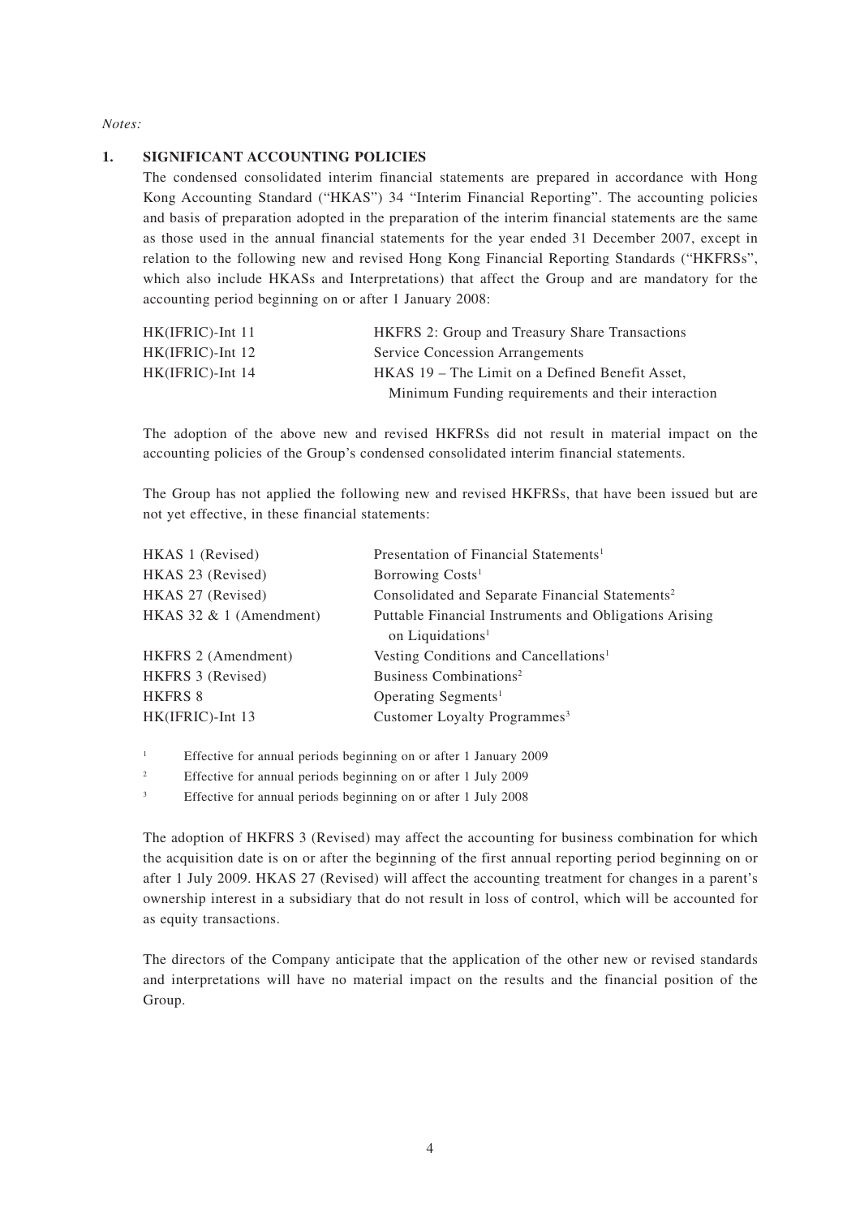*Notes:*

## 1. SIGNIFICANT ACCOUNTING POLICIES

The condensed consolidated interim financial statements are prepared in accordance with Hong Kong Accounting Standard ("HKAS") 34 "Interim Financial Reporting". The accounting policies and basis of preparation adopted in the preparation of the interim financial statements are the same as those used in the annual financial statements for the year ended 31 December 2007, except in relation to the following new and revised Hong Kong Financial Reporting Standards ("HKFRSs", which also include HKASs and Interpretations) that affect the Group and are mandatory for the accounting period beginning on or after 1 January 2008:

| | |
|---|---|
| HK(IFRIC)-Int 11 | HKFRS 2: Group and Treasury Share Transactions |
| HK(IFRIC)-Int 12 | Service Concession Arrangements |
| HK(IFRIC)-Int 14 | HKAS 19 – The Limit on a Defined Benefit Asset, Minimum Funding requirements and their interaction |

The adoption of the above new and revised HKFRSs did not result in material impact on the accounting policies of the Group's condensed consolidated interim financial statements.

The Group has not applied the following new and revised HKFRSs, that have been issued but are not yet effective, in these financial statements:

| | |
|---|---|
| HKAS 1 (Revised) | Presentation of Financial Statements[1] |
| HKAS 23 (Revised) | Borrowing Costs[1] |
| HKAS 27 (Revised) | Consolidated and Separate Financial Statements[2] |
| HKAS 32 & 1 (Amendment) | Puttable Financial Instruments and Obligations Arising on Liquidations[1] |
| HKFRS 2 (Amendment) | Vesting Conditions and Cancellations[1] |
| HKFRS 3 (Revised) | Business Combinations[2] |
| HKFRS 8 | Operating Segments[1] |
| HK(IFRIC)-Int 13 | Customer Loyalty Programmes[3] |

[1] Effective for annual periods beginning on or after 1 January 2009

[2] Effective for annual periods beginning on or after 1 July 2009

[3] Effective for annual periods beginning on or after 1 July 2008

The adoption of HKFRS 3 (Revised) may affect the accounting for business combination for which the acquisition date is on or after the beginning of the first annual reporting period beginning on or after 1 July 2009. HKAS 27 (Revised) will affect the accounting treatment for changes in a parent's ownership interest in a subsidiary that do not result in loss of control, which will be accounted for as equity transactions.

The directors of the Company anticipate that the application of the other new or revised standards and interpretations will have no material impact on the results and the financial position of the Group.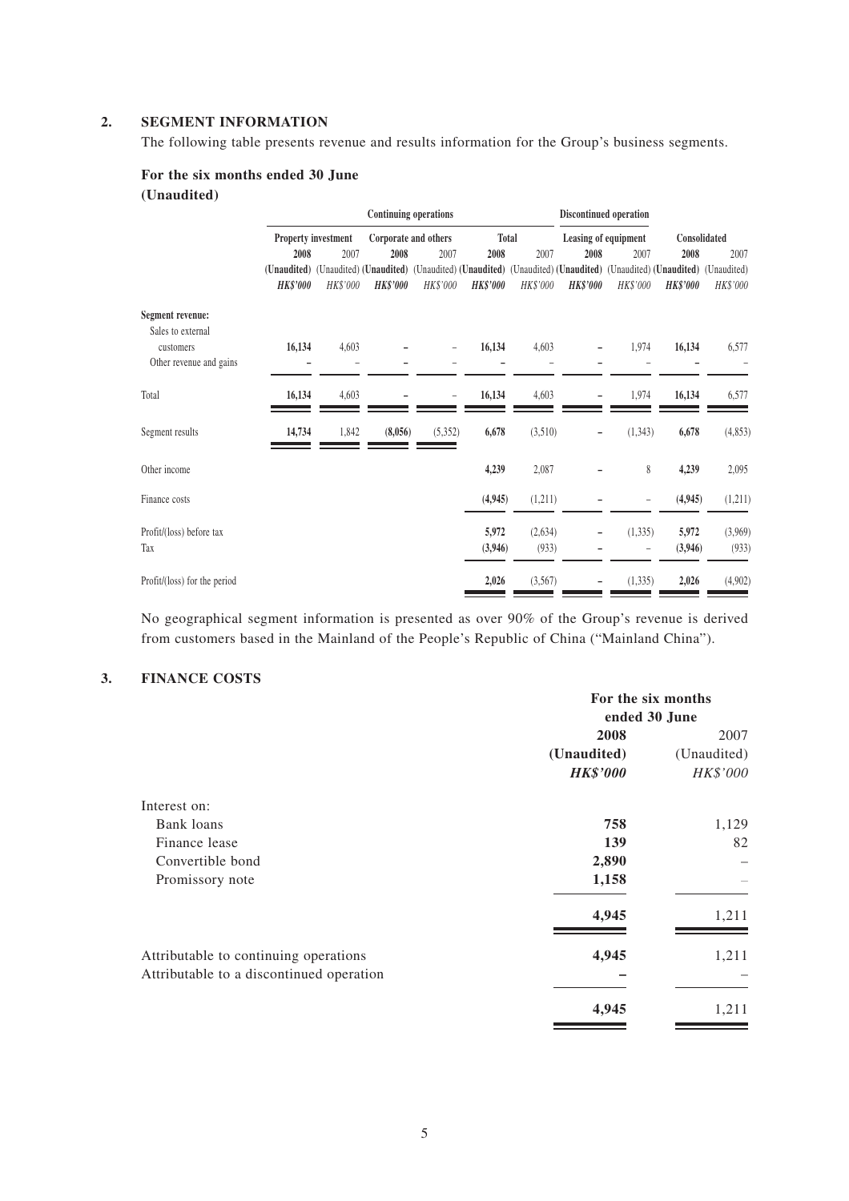## 2. SEGMENT INFORMATION

The following table presents revenue and results information for the Group's business segments.

### For the six months ended 30 June (Unaudited)

| | Continuing operations | | | | | | Discontinued operation | | | |
|---|---|---|---|---|---|---|---|---|---|---|
| | Property investment | | Corporate and others | | Total | | Leasing of equipment | | Consolidated | |
| | **2008** | 2007 | **2008** | 2007 | **2008** | 2007 | **2008** | 2007 | **2008** | 2007 |
| | **(Unaudited)** | (Unaudited) | **(Unaudited)** | (Unaudited) | **(Unaudited)** | (Unaudited) | **(Unaudited)** | (Unaudited) | **(Unaudited)** | (Unaudited) |
| | ***HK$'000*** | *HK$'000* | ***HK$'000*** | *HK$'000* | ***HK$'000*** | *HK$'000* | ***HK$'000*** | *HK$'000* | ***HK$'000*** | *HK$'000* |
| **Segment revenue:** | | | | | | | | | | |
| Sales to external customers | **16,134** | 4,603 | **–** | – | **16,134** | 4,603 | **–** | 1,974 | **16,134** | 6,577 |
| Other revenue and gains | **–** | – | **–** | – | **–** | – | **–** | – | **–** | – |
| Total | **16,134** | 4,603 | **–** | – | **16,134** | 4,603 | **–** | 1,974 | **16,134** | 6,577 |
| Segment results | **14,734** | 1,842 | **(8,056)** | (5,352) | **6,678** | (3,510) | **–** | (1,343) | **6,678** | (4,853) |
| Other income | | | | | **4,239** | 2,087 | **–** | 8 | **4,239** | 2,095 |
| Finance costs | | | | | **(4,945)** | (1,211) | **–** | – | **(4,945)** | (1,211) |
| Profit/(loss) before tax | | | | | **5,972** | (2,634) | **–** | (1,335) | **5,972** | (3,969) |
| Tax | | | | | **(3,946)** | (933) | **–** | – | **(3,946)** | (933) |
| Profit/(loss) for the period | | | | | **2,026** | (3,567) | **–** | (1,335) | **2,026** | (4,902) |

No geographical segment information is presented as over 90% of the Group's revenue is derived from customers based in the Mainland of the People's Republic of China ("Mainland China").

## 3. FINANCE COSTS

| | For the six months ended 30 June | |
|---|---|---|
| | **2008** | 2007 |
| | **(Unaudited)** | (Unaudited) |
| | ***HK$'000*** | *HK$'000* |
| Interest on: | | |
| Bank loans | **758** | 1,129 |
| Finance lease | **139** | 82 |
| Convertible bond | **2,890** | – |
| Promissory note | **1,158** | – |
| | **4,945** | 1,211 |
| Attributable to continuing operations | **4,945** | 1,211 |
| Attributable to a discontinued operation | **–** | – |
| | **4,945** | 1,211 |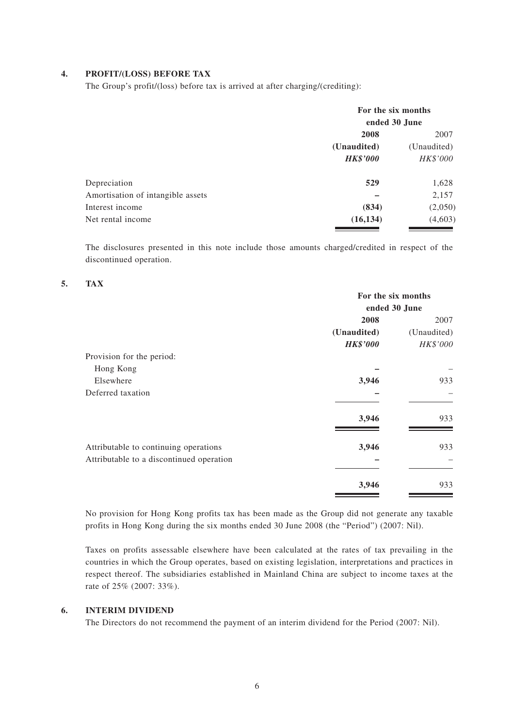## 4. PROFIT/(LOSS) BEFORE TAX

The Group's profit/(loss) before tax is arrived at after charging/(crediting):

| | For the six months ended 30 June | |
|---|---|---|
| | **2008** | 2007 |
| | **(Unaudited)** | (Unaudited) |
| | ***HK$'000*** | *HK$'000* |
| Depreciation | **529** | 1,628 |
| Amortisation of intangible assets | **–** | 2,157 |
| Interest income | **(834)** | (2,050) |
| Net rental income | **(16,134)** | (4,603) |

The disclosures presented in this note include those amounts charged/credited in respect of the discontinued operation.

## 5. TAX

| | For the six months ended 30 June | |
|---|---|---|
| | **2008** | 2007 |
| | **(Unaudited)** | (Unaudited) |
| | ***HK$'000*** | *HK$'000* |
| Provision for the period: | | |
| Hong Kong | **–** | – |
| Elsewhere | **3,946** | 933 |
| Deferred taxation | **–** | – |
| | **3,946** | 933 |
| Attributable to continuing operations | **3,946** | 933 |
| Attributable to a discontinued operation | **–** | – |
| | **3,946** | 933 |

No provision for Hong Kong profits tax has been made as the Group did not generate any taxable profits in Hong Kong during the six months ended 30 June 2008 (the "Period") (2007: Nil).

Taxes on profits assessable elsewhere have been calculated at the rates of tax prevailing in the countries in which the Group operates, based on existing legislation, interpretations and practices in respect thereof. The subsidiaries established in Mainland China are subject to income taxes at the rate of 25% (2007: 33%).

## 6. INTERIM DIVIDEND

The Directors do not recommend the payment of an interim dividend for the Period (2007: Nil).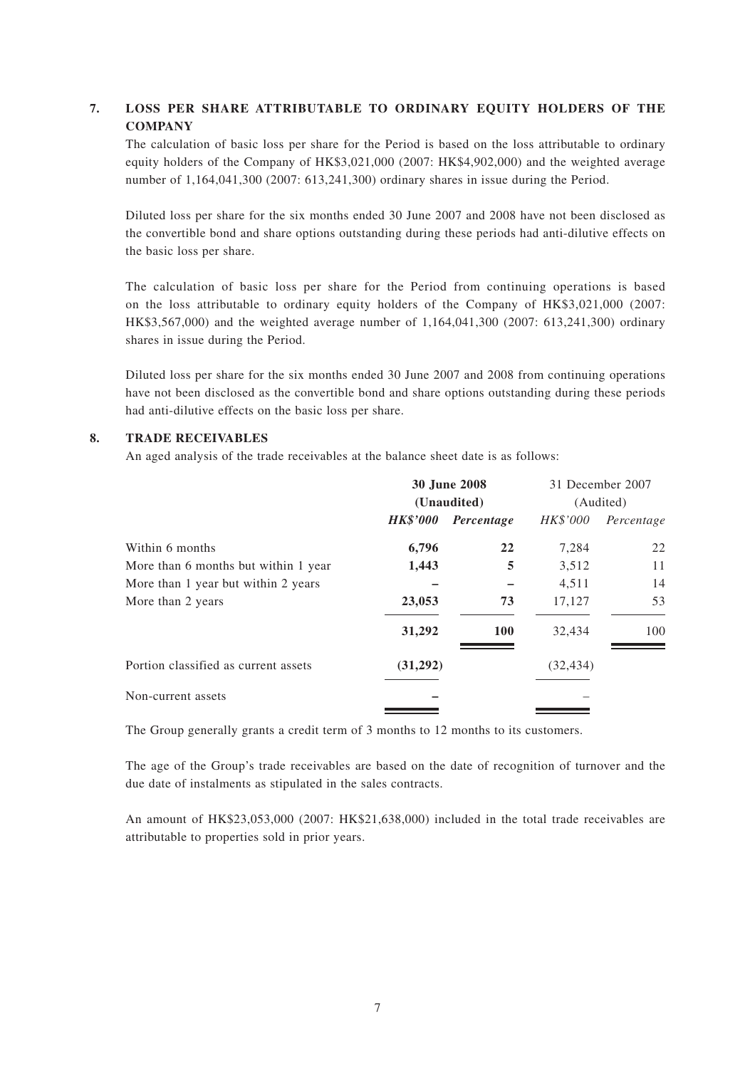## 7. LOSS PER SHARE ATTRIBUTABLE TO ORDINARY EQUITY HOLDERS OF THE COMPANY

The calculation of basic loss per share for the Period is based on the loss attributable to ordinary equity holders of the Company of HK$3,021,000 (2007: HK$4,902,000) and the weighted average number of 1,164,041,300 (2007: 613,241,300) ordinary shares in issue during the Period.

Diluted loss per share for the six months ended 30 June 2007 and 2008 have not been disclosed as the convertible bond and share options outstanding during these periods had anti-dilutive effects on the basic loss per share.

The calculation of basic loss per share for the Period from continuing operations is based on the loss attributable to ordinary equity holders of the Company of HK$3,021,000 (2007: HK$3,567,000) and the weighted average number of 1,164,041,300 (2007: 613,241,300) ordinary shares in issue during the Period.

Diluted loss per share for the six months ended 30 June 2007 and 2008 from continuing operations have not been disclosed as the convertible bond and share options outstanding during these periods had anti-dilutive effects on the basic loss per share.

## 8. TRADE RECEIVABLES

An aged analysis of the trade receivables at the balance sheet date is as follows:

| | **30 June 2008 (Unaudited)** | | 31 December 2007 (Audited) | |
|---|---|---|---|---|
| | ***HK$'000*** | ***Percentage*** | *HK$'000* | *Percentage* |
| Within 6 months | **6,796** | **22** | 7,284 | 22 |
| More than 6 months but within 1 year | **1,443** | **5** | 3,512 | 11 |
| More than 1 year but within 2 years | **–** | **–** | 4,511 | 14 |
| More than 2 years | **23,053** | **73** | 17,127 | 53 |
| | **31,292** | **100** | 32,434 | 100 |
| Portion classified as current assets | **(31,292)** | | (32,434) | |
| Non-current assets | **–** | | – | |

The Group generally grants a credit term of 3 months to 12 months to its customers.

The age of the Group's trade receivables are based on the date of recognition of turnover and the due date of instalments as stipulated in the sales contracts.

An amount of HK$23,053,000 (2007: HK$21,638,000) included in the total trade receivables are attributable to properties sold in prior years.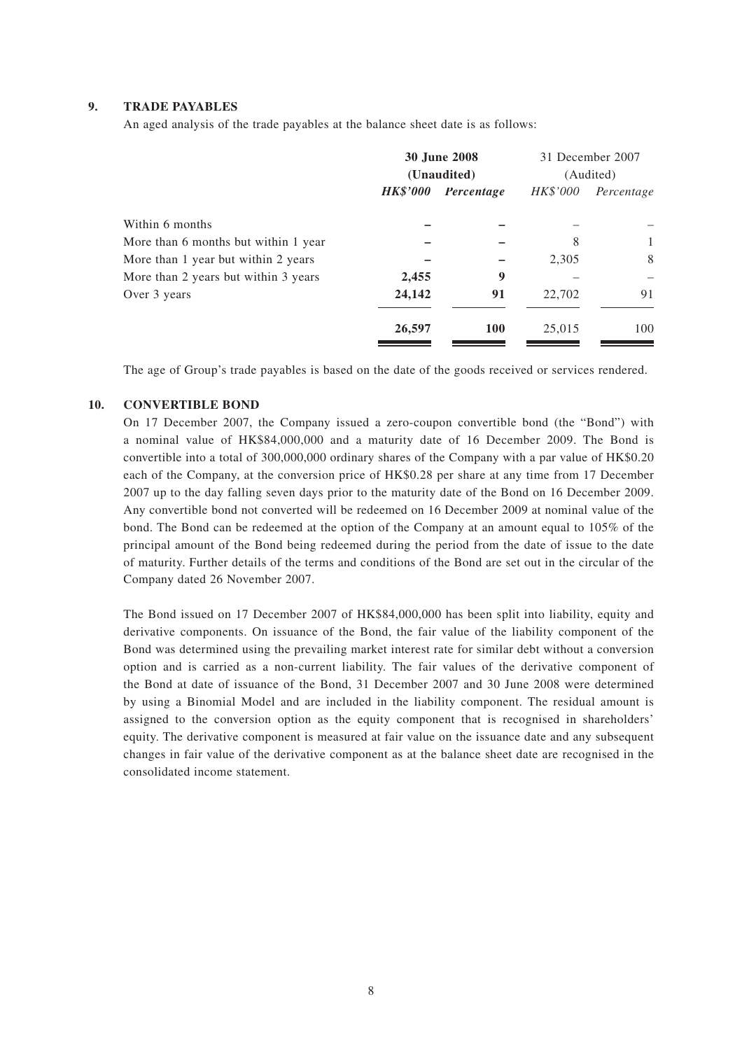## 9. TRADE PAYABLES

An aged analysis of the trade payables at the balance sheet date is as follows:

| | **30 June 2008 (Unaudited)** | | 31 December 2007 (Audited) | |
|---|---|---|---|---|
| | ***HK$'000*** | ***Percentage*** | *HK$'000* | *Percentage* |
| Within 6 months | **–** | **–** | – | – |
| More than 6 months but within 1 year | **–** | **–** | 8 | 1 |
| More than 1 year but within 2 years | **–** | **–** | 2,305 | 8 |
| More than 2 years but within 3 years | **2,455** | **9** | – | – |
| Over 3 years | **24,142** | **91** | 22,702 | 91 |
| | **26,597** | **100** | 25,015 | 100 |

The age of Group's trade payables is based on the date of the goods received or services rendered.

## 10. CONVERTIBLE BOND

On 17 December 2007, the Company issued a zero-coupon convertible bond (the "Bond") with a nominal value of HK$84,000,000 and a maturity date of 16 December 2009. The Bond is convertible into a total of 300,000,000 ordinary shares of the Company with a par value of HK$0.20 each of the Company, at the conversion price of HK$0.28 per share at any time from 17 December 2007 up to the day falling seven days prior to the maturity date of the Bond on 16 December 2009. Any convertible bond not converted will be redeemed on 16 December 2009 at nominal value of the bond. The Bond can be redeemed at the option of the Company at an amount equal to 105% of the principal amount of the Bond being redeemed during the period from the date of issue to the date of maturity. Further details of the terms and conditions of the Bond are set out in the circular of the Company dated 26 November 2007.

The Bond issued on 17 December 2007 of HK$84,000,000 has been split into liability, equity and derivative components. On issuance of the Bond, the fair value of the liability component of the Bond was determined using the prevailing market interest rate for similar debt without a conversion option and is carried as a non-current liability. The fair values of the derivative component of the Bond at date of issuance of the Bond, 31 December 2007 and 30 June 2008 were determined by using a Binomial Model and are included in the liability component. The residual amount is assigned to the conversion option as the equity component that is recognised in shareholders' equity. The derivative component is measured at fair value on the issuance date and any subsequent changes in fair value of the derivative component as at the balance sheet date are recognised in the consolidated income statement.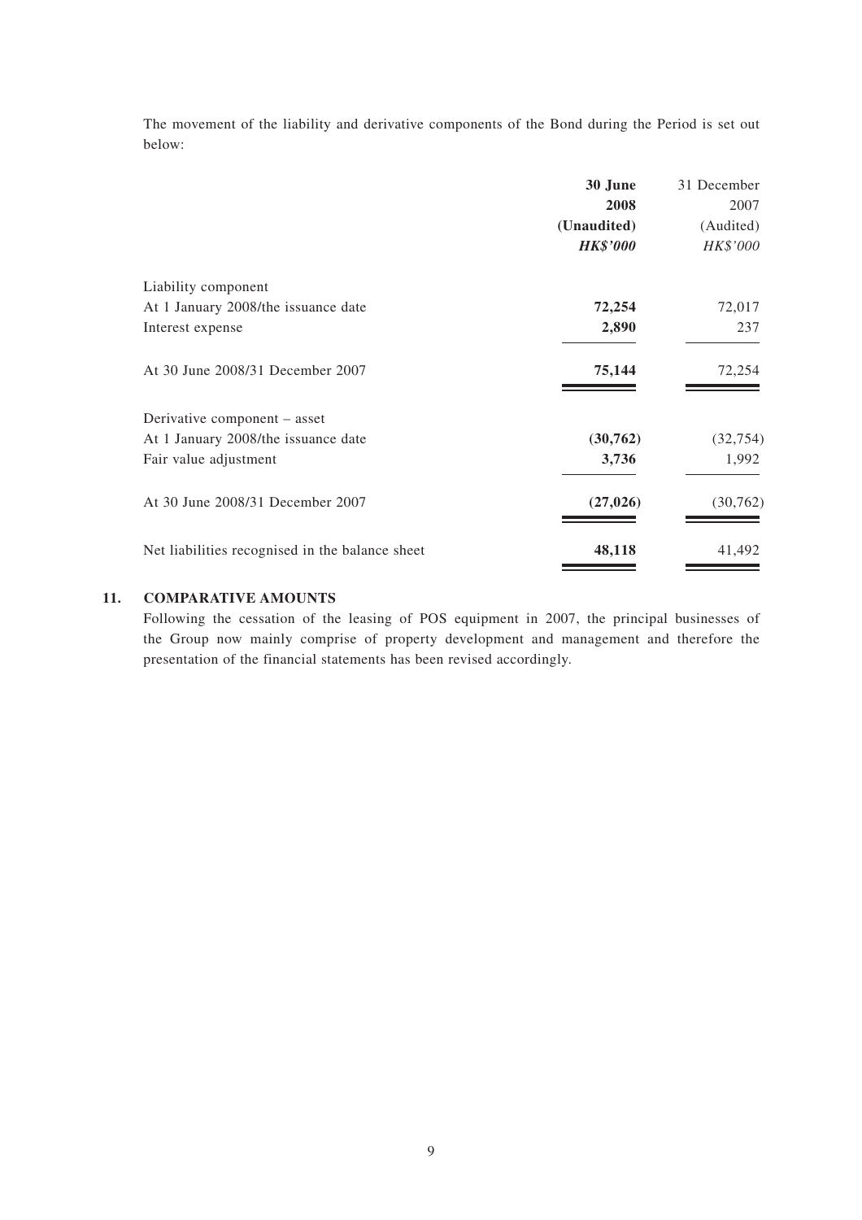The movement of the liability and derivative components of the Bond during the Period is set out below:

| | **30 June 2008** | 31 December 2007 |
|---|---|---|
| | **(Unaudited)** | (Audited) |
| | ***HK$'000*** | *HK$'000* |
| Liability component | | |
| At 1 January 2008/the issuance date | **72,254** | 72,017 |
| Interest expense | **2,890** | 237 |
| At 30 June 2008/31 December 2007 | **75,144** | 72,254 |
| Derivative component – asset | | |
| At 1 January 2008/the issuance date | **(30,762)** | (32,754) |
| Fair value adjustment | **3,736** | 1,992 |
| At 30 June 2008/31 December 2007 | **(27,026)** | (30,762) |
| Net liabilities recognised in the balance sheet | **48,118** | 41,492 |

## 11. COMPARATIVE AMOUNTS

Following the cessation of the leasing of POS equipment in 2007, the principal businesses of the Group now mainly comprise of property development and management and therefore the presentation of the financial statements has been revised accordingly.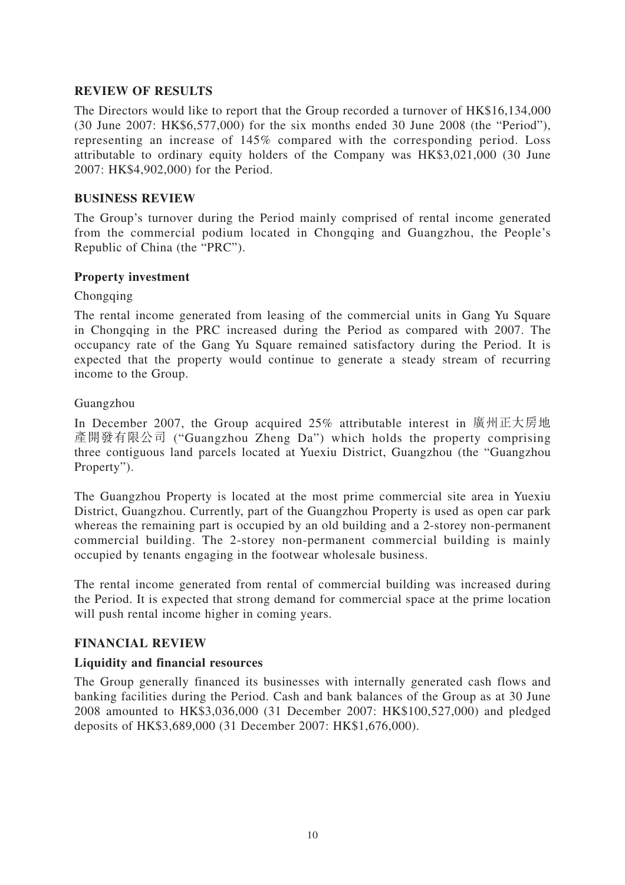## REVIEW OF RESULTS

The Directors would like to report that the Group recorded a turnover of HK$16,134,000 (30 June 2007: HK$6,577,000) for the six months ended 30 June 2008 (the "Period"), representing an increase of 145% compared with the corresponding period. Loss attributable to ordinary equity holders of the Company was HK$3,021,000 (30 June 2007: HK$4,902,000) for the Period.

## BUSINESS REVIEW

The Group's turnover during the Period mainly comprised of rental income generated from the commercial podium located in Chongqing and Guangzhou, the People's Republic of China (the "PRC").

### Property investment

Chongqing

The rental income generated from leasing of the commercial units in Gang Yu Square in Chongqing in the PRC increased during the Period as compared with 2007. The occupancy rate of the Gang Yu Square remained satisfactory during the Period. It is expected that the property would continue to generate a steady stream of recurring income to the Group.

Guangzhou

In December 2007, the Group acquired 25% attributable interest in 廣州正大房地產開發有限公司 ("Guangzhou Zheng Da") which holds the property comprising three contiguous land parcels located at Yuexiu District, Guangzhou (the "Guangzhou Property").

The Guangzhou Property is located at the most prime commercial site area in Yuexiu District, Guangzhou. Currently, part of the Guangzhou Property is used as open car park whereas the remaining part is occupied by an old building and a 2-storey non-permanent commercial building. The 2-storey non-permanent commercial building is mainly occupied by tenants engaging in the footwear wholesale business.

The rental income generated from rental of commercial building was increased during the Period. It is expected that strong demand for commercial space at the prime location will push rental income higher in coming years.

## FINANCIAL REVIEW

### Liquidity and financial resources

The Group generally financed its businesses with internally generated cash flows and banking facilities during the Period. Cash and bank balances of the Group as at 30 June 2008 amounted to HK$3,036,000 (31 December 2007: HK$100,527,000) and pledged deposits of HK$3,689,000 (31 December 2007: HK$1,676,000).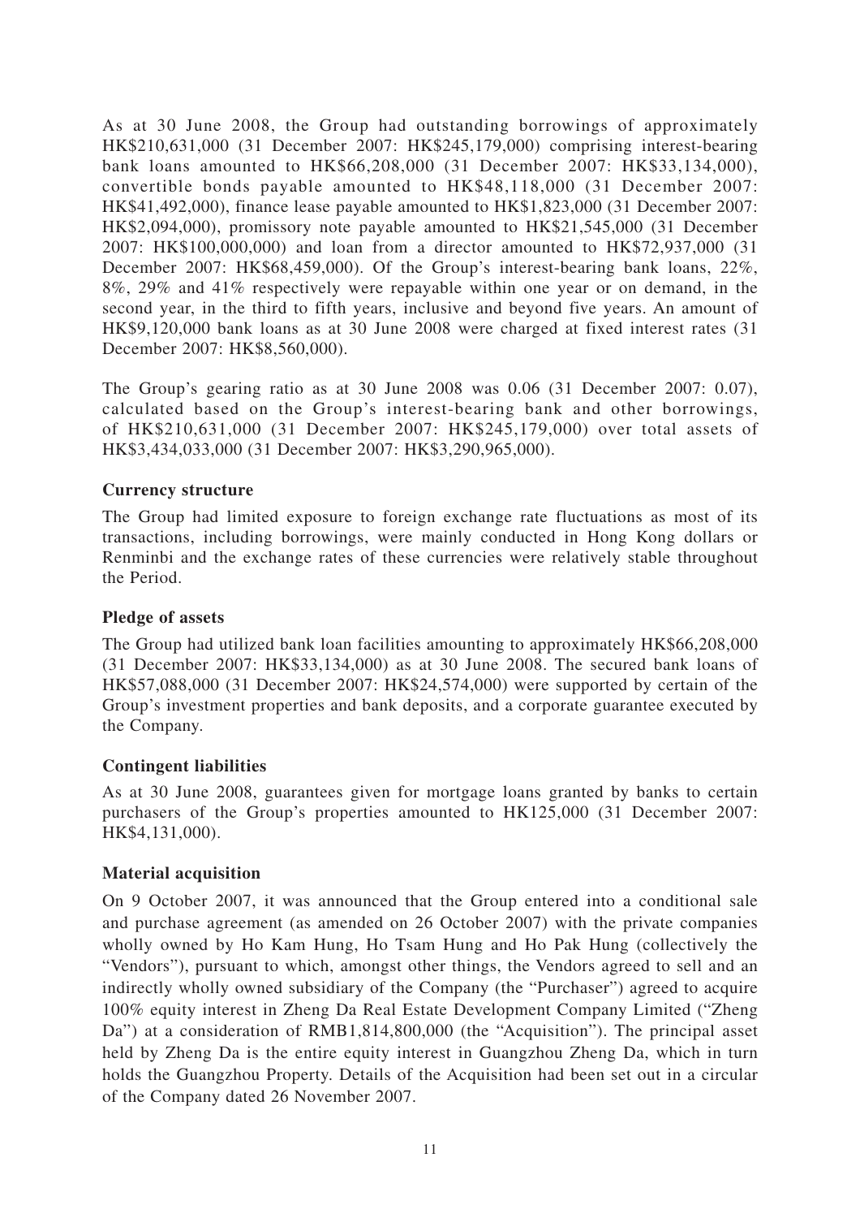As at 30 June 2008, the Group had outstanding borrowings of approximately HK$210,631,000 (31 December 2007: HK$245,179,000) comprising interest-bearing bank loans amounted to HK$66,208,000 (31 December 2007: HK$33,134,000), convertible bonds payable amounted to HK$48,118,000 (31 December 2007: HK$41,492,000), finance lease payable amounted to HK$1,823,000 (31 December 2007: HK$2,094,000), promissory note payable amounted to HK$21,545,000 (31 December 2007: HK$100,000,000) and loan from a director amounted to HK$72,937,000 (31 December 2007: HK$68,459,000). Of the Group's interest-bearing bank loans, 22%, 8%, 29% and 41% respectively were repayable within one year or on demand, in the second year, in the third to fifth years, inclusive and beyond five years. An amount of HK$9,120,000 bank loans as at 30 June 2008 were charged at fixed interest rates (31 December 2007: HK$8,560,000).

The Group's gearing ratio as at 30 June 2008 was 0.06 (31 December 2007: 0.07), calculated based on the Group's interest-bearing bank and other borrowings, of HK$210,631,000 (31 December 2007: HK$245,179,000) over total assets of HK$3,434,033,000 (31 December 2007: HK$3,290,965,000).

**Currency structure**

The Group had limited exposure to foreign exchange rate fluctuations as most of its transactions, including borrowings, were mainly conducted in Hong Kong dollars or Renminbi and the exchange rates of these currencies were relatively stable throughout the Period.

**Pledge of assets**

The Group had utilized bank loan facilities amounting to approximately HK$66,208,000 (31 December 2007: HK$33,134,000) as at 30 June 2008. The secured bank loans of HK$57,088,000 (31 December 2007: HK$24,574,000) were supported by certain of the Group's investment properties and bank deposits, and a corporate guarantee executed by the Company.

**Contingent liabilities**

As at 30 June 2008, guarantees given for mortgage loans granted by banks to certain purchasers of the Group's properties amounted to HK125,000 (31 December 2007: HK$4,131,000).

**Material acquisition**

On 9 October 2007, it was announced that the Group entered into a conditional sale and purchase agreement (as amended on 26 October 2007) with the private companies wholly owned by Ho Kam Hung, Ho Tsam Hung and Ho Pak Hung (collectively the "Vendors"), pursuant to which, amongst other things, the Vendors agreed to sell and an indirectly wholly owned subsidiary of the Company (the "Purchaser") agreed to acquire 100% equity interest in Zheng Da Real Estate Development Company Limited ("Zheng Da") at a consideration of RMB1,814,800,000 (the "Acquisition"). The principal asset held by Zheng Da is the entire equity interest in Guangzhou Zheng Da, which in turn holds the Guangzhou Property. Details of the Acquisition had been set out in a circular of the Company dated 26 November 2007.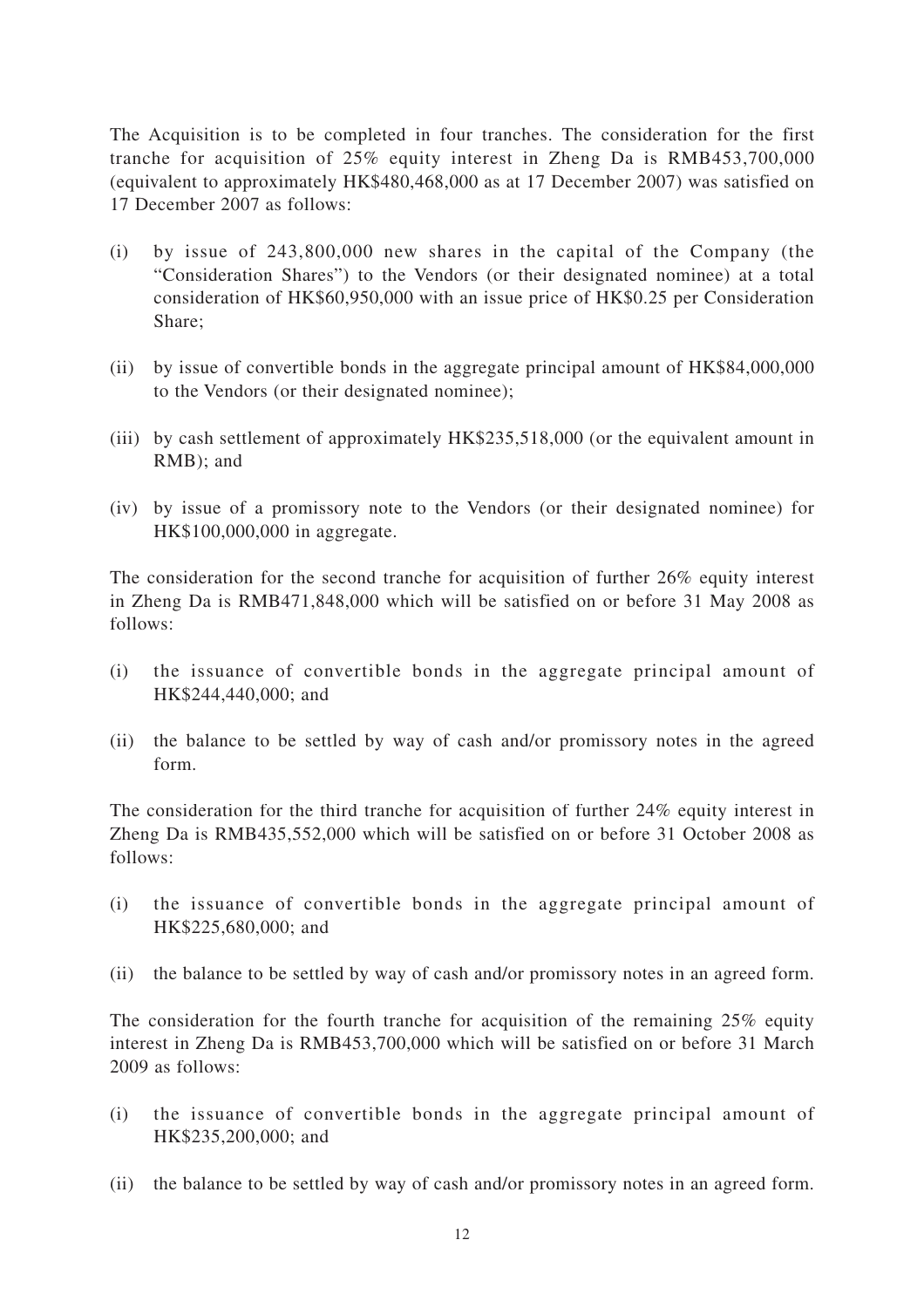The Acquisition is to be completed in four tranches. The consideration for the first tranche for acquisition of 25% equity interest in Zheng Da is RMB453,700,000 (equivalent to approximately HK$480,468,000 as at 17 December 2007) was satisfied on 17 December 2007 as follows:

(i) by issue of 243,800,000 new shares in the capital of the Company (the "Consideration Shares") to the Vendors (or their designated nominee) at a total consideration of HK$60,950,000 with an issue price of HK$0.25 per Consideration Share;

(ii) by issue of convertible bonds in the aggregate principal amount of HK$84,000,000 to the Vendors (or their designated nominee);

(iii) by cash settlement of approximately HK$235,518,000 (or the equivalent amount in RMB); and

(iv) by issue of a promissory note to the Vendors (or their designated nominee) for HK$100,000,000 in aggregate.

The consideration for the second tranche for acquisition of further 26% equity interest in Zheng Da is RMB471,848,000 which will be satisfied on or before 31 May 2008 as follows:

(i) the issuance of convertible bonds in the aggregate principal amount of HK$244,440,000; and

(ii) the balance to be settled by way of cash and/or promissory notes in the agreed form.

The consideration for the third tranche for acquisition of further 24% equity interest in Zheng Da is RMB435,552,000 which will be satisfied on or before 31 October 2008 as follows:

(i) the issuance of convertible bonds in the aggregate principal amount of HK$225,680,000; and

(ii) the balance to be settled by way of cash and/or promissory notes in an agreed form.

The consideration for the fourth tranche for acquisition of the remaining 25% equity interest in Zheng Da is RMB453,700,000 which will be satisfied on or before 31 March 2009 as follows:

(i) the issuance of convertible bonds in the aggregate principal amount of HK$235,200,000; and

(ii) the balance to be settled by way of cash and/or promissory notes in an agreed form.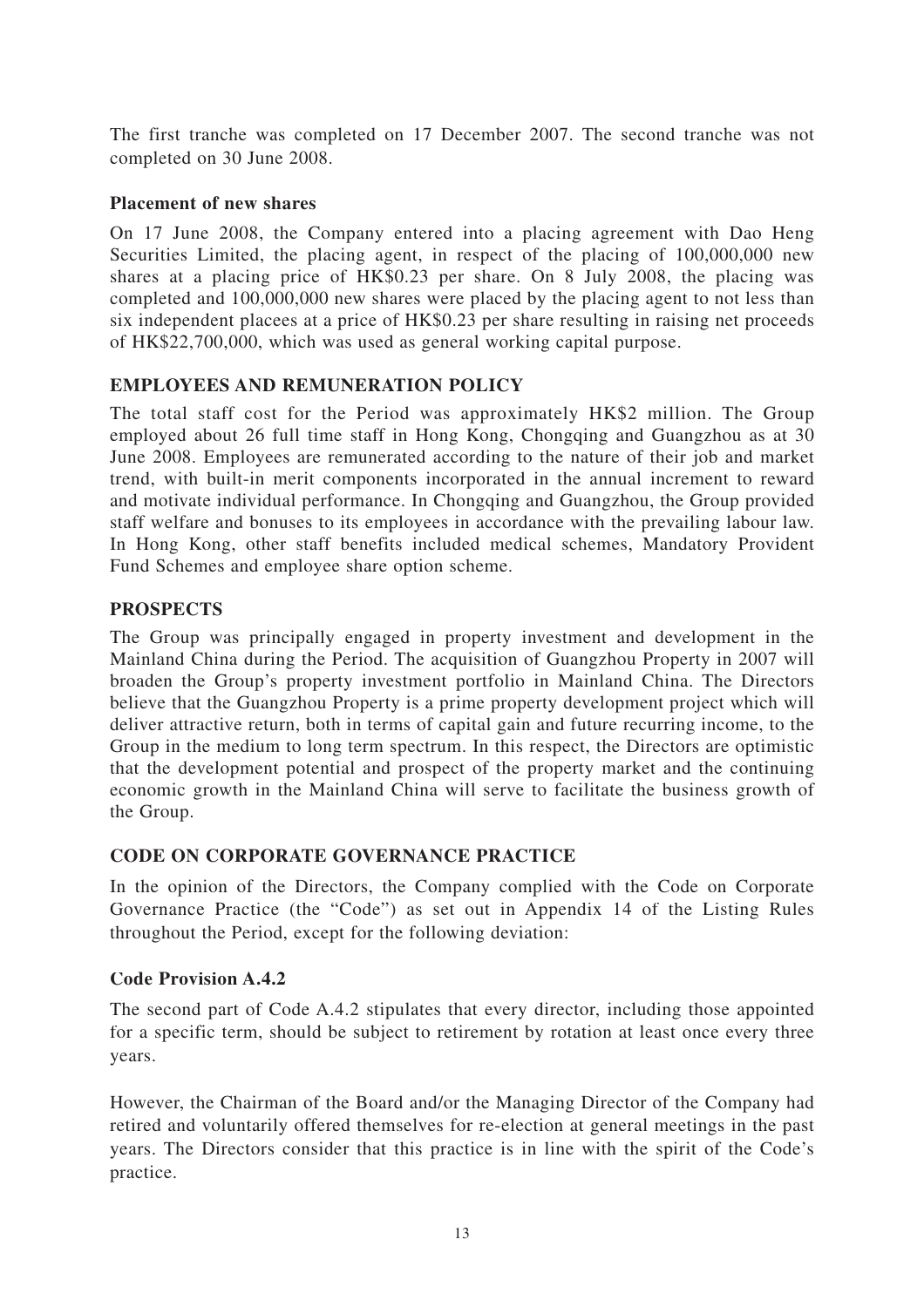The first tranche was completed on 17 December 2007. The second tranche was not completed on 30 June 2008.

### Placement of new shares

On 17 June 2008, the Company entered into a placing agreement with Dao Heng Securities Limited, the placing agent, in respect of the placing of 100,000,000 new shares at a placing price of HK$0.23 per share. On 8 July 2008, the placing was completed and 100,000,000 new shares were placed by the placing agent to not less than six independent placees at a price of HK$0.23 per share resulting in raising net proceeds of HK$22,700,000, which was used as general working capital purpose.

## EMPLOYEES AND REMUNERATION POLICY

The total staff cost for the Period was approximately HK$2 million. The Group employed about 26 full time staff in Hong Kong, Chongqing and Guangzhou as at 30 June 2008. Employees are remunerated according to the nature of their job and market trend, with built-in merit components incorporated in the annual increment to reward and motivate individual performance. In Chongqing and Guangzhou, the Group provided staff welfare and bonuses to its employees in accordance with the prevailing labour law. In Hong Kong, other staff benefits included medical schemes, Mandatory Provident Fund Schemes and employee share option scheme.

## PROSPECTS

The Group was principally engaged in property investment and development in the Mainland China during the Period. The acquisition of Guangzhou Property in 2007 will broaden the Group's property investment portfolio in Mainland China. The Directors believe that the Guangzhou Property is a prime property development project which will deliver attractive return, both in terms of capital gain and future recurring income, to the Group in the medium to long term spectrum. In this respect, the Directors are optimistic that the development potential and prospect of the property market and the continuing economic growth in the Mainland China will serve to facilitate the business growth of the Group.

## CODE ON CORPORATE GOVERNANCE PRACTICE

In the opinion of the Directors, the Company complied with the Code on Corporate Governance Practice (the "Code") as set out in Appendix 14 of the Listing Rules throughout the Period, except for the following deviation:

### Code Provision A.4.2

The second part of Code A.4.2 stipulates that every director, including those appointed for a specific term, should be subject to retirement by rotation at least once every three years.

However, the Chairman of the Board and/or the Managing Director of the Company had retired and voluntarily offered themselves for re-election at general meetings in the past years. The Directors consider that this practice is in line with the spirit of the Code's practice.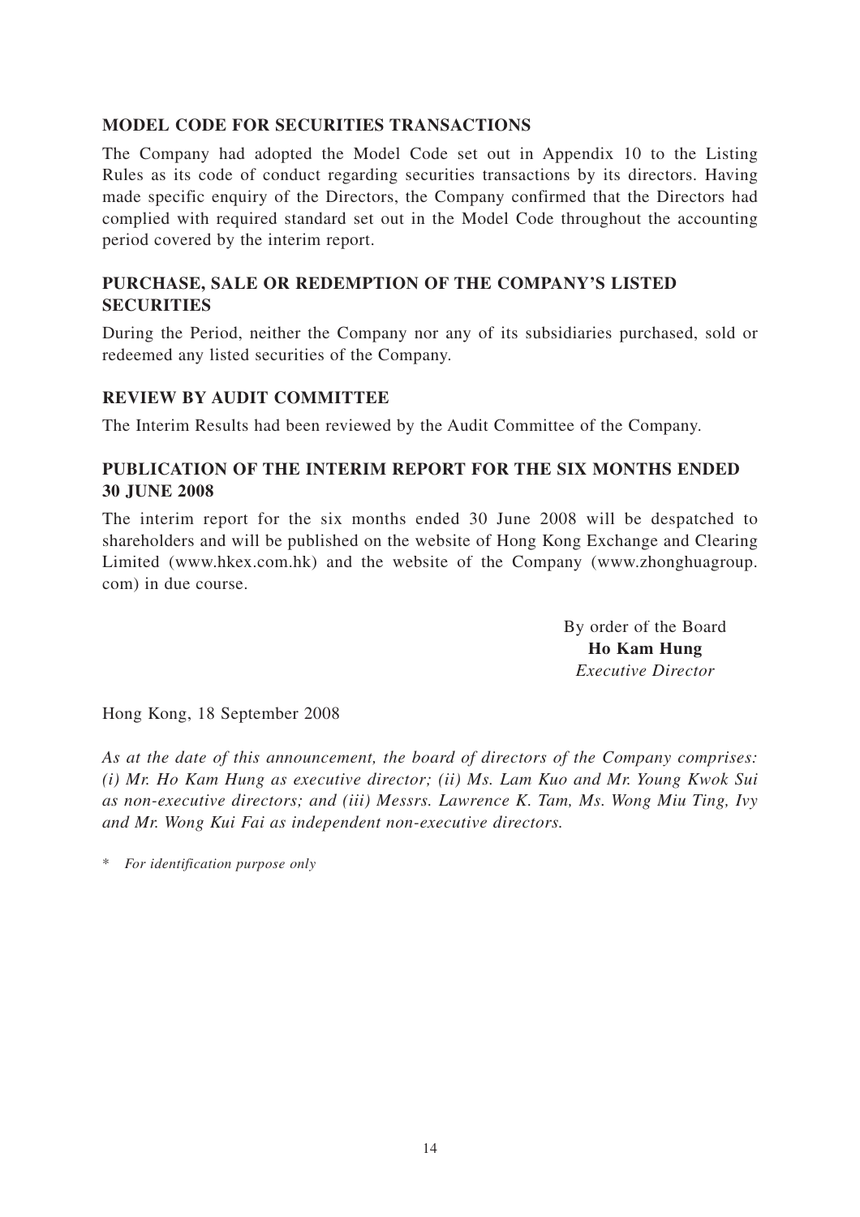## MODEL CODE FOR SECURITIES TRANSACTIONS

The Company had adopted the Model Code set out in Appendix 10 to the Listing Rules as its code of conduct regarding securities transactions by its directors. Having made specific enquiry of the Directors, the Company confirmed that the Directors had complied with required standard set out in the Model Code throughout the accounting period covered by the interim report.

## PURCHASE, SALE OR REDEMPTION OF THE COMPANY'S LISTED SECURITIES

During the Period, neither the Company nor any of its subsidiaries purchased, sold or redeemed any listed securities of the Company.

## REVIEW BY AUDIT COMMITTEE

The Interim Results had been reviewed by the Audit Committee of the Company.

## PUBLICATION OF THE INTERIM REPORT FOR THE SIX MONTHS ENDED 30 JUNE 2008

The interim report for the six months ended 30 June 2008 will be despatched to shareholders and will be published on the website of Hong Kong Exchange and Clearing Limited (www.hkex.com.hk) and the website of the Company (www.zhonghuagroup.com) in due course.

By order of the Board
**Ho Kam Hung**
*Executive Director*

Hong Kong, 18 September 2008

*As at the date of this announcement, the board of directors of the Company comprises: (i) Mr. Ho Kam Hung as executive director; (ii) Ms. Lam Kuo and Mr. Young Kwok Sui as non-executive directors; and (iii) Messrs. Lawrence K. Tam, Ms. Wong Miu Ting, Ivy and Mr. Wong Kui Fai as independent non-executive directors.*

\* *For identification purpose only*